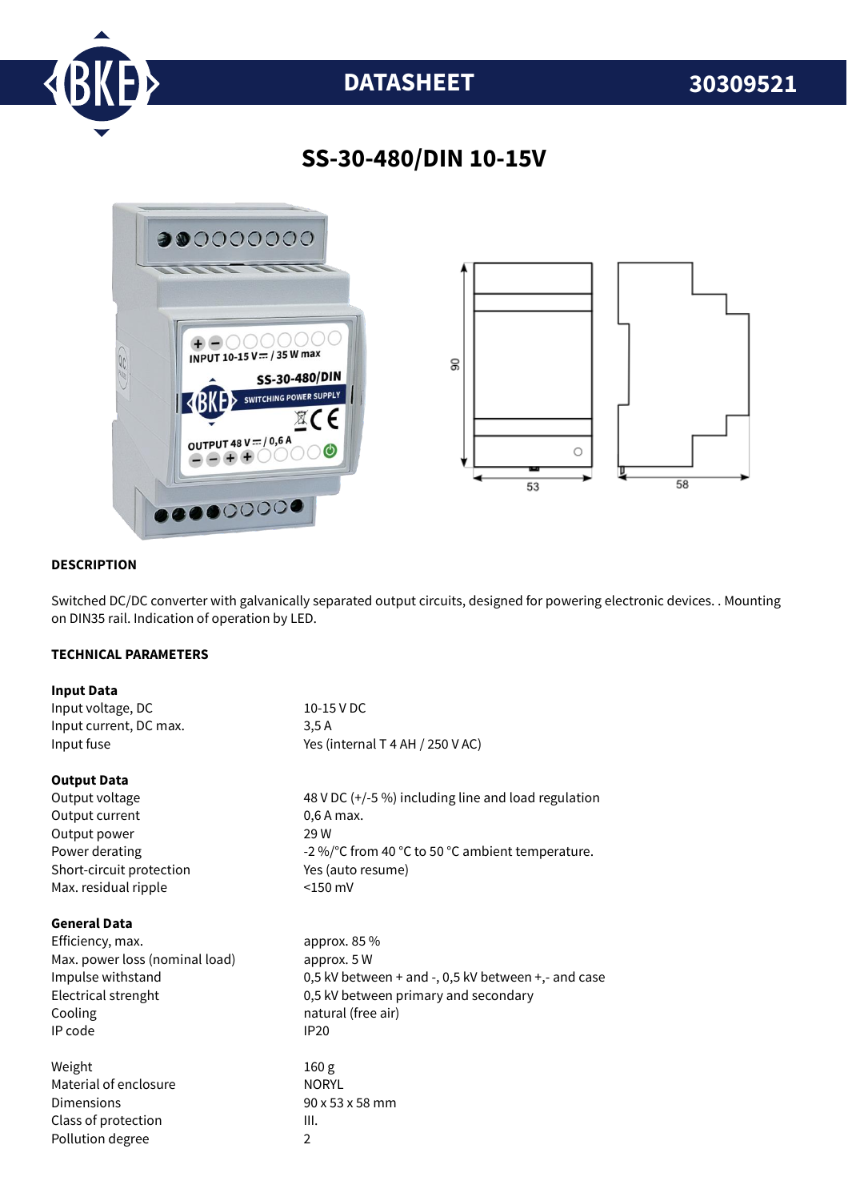DATASHEET 30309521

# SS-30-480/DIN 10-15V

## DESCRIPTION

Switched DC/DC converter with galvanically separated output circuits, designed for powering electronic devices. . Mounting on DIN35 rail. Indication of operation by LED.

## TECHNICAL PARAMETERS

**Input Data**

| | |
|---|---|
| Input voltage, DC | 10-15 V DC |
| Input current, DC max. | 3,5 A |
| Input fuse | Yes (internal T 4 AH / 250 V AC) |

**Output Data**

| | |
|---|---|
| Output voltage | 48 V DC (+/-5 %) including line and load regulation |
| Output current | 0,6 A max. |
| Output power | 29 W |
| Power derating | -2 %/°C from 40 °C to 50 °C ambient temperature. |
| Short-circuit protection | Yes (auto resume) |
| Max. residual ripple | <150 mV |

**General Data**

| | |
|---|---|
| Efficiency, max. | approx. 85 % |
| Max. power loss (nominal load) | approx. 5 W |
| Impulse withstand | 0,5 kV between + and -, 0,5 kV between +,- and case |
| Electrical strenght | 0,5 kV between primary and secondary |
| Cooling | natural (free air) |
| IP code | IP20 |
| | |
| Weight | 160 g |
| Material of enclosure | NORYL |
| Dimensions | 90 x 53 x 58 mm |
| Class of protection | III. |
| Pollution degree | 2 |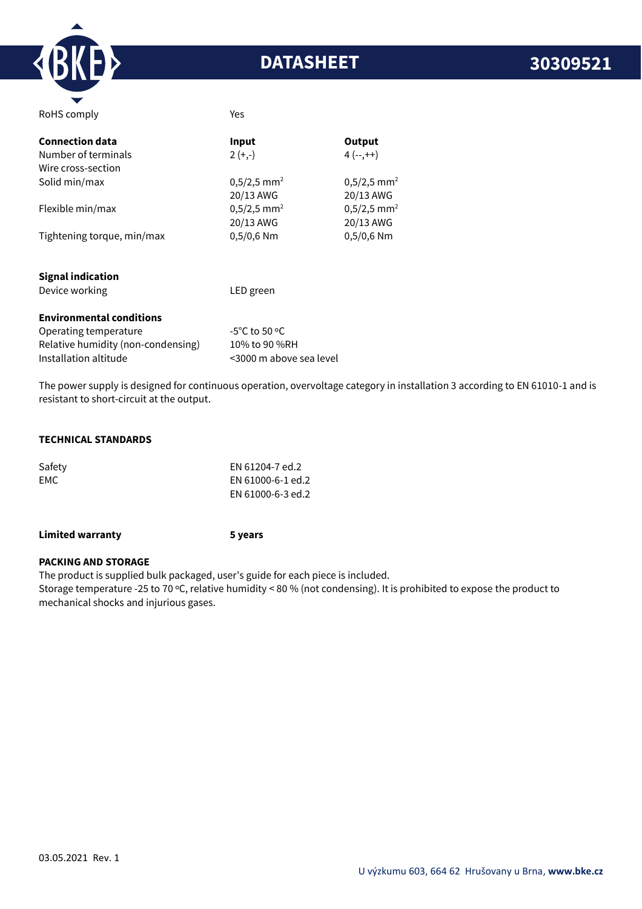| | | |
|---|---|---|
| RoHS comply | Yes | |
| **Connection data** | **Input** | **Output** |
| Number of terminals | 2 (+,-) | 4 (--,++) |
| Wire cross-section | | |
| Solid min/max | 0,5/2,5 mm$^2$<br>20/13 AWG | 0,5/2,5 mm$^2$<br>20/13 AWG |
| Flexible min/max | 0,5/2,5 mm$^2$<br>20/13 AWG | 0,5/2,5 mm$^2$<br>20/13 AWG |
| Tightening torque, min/max | 0,5/0,6 Nm | 0,5/0,6 Nm |

**Signal indication**

| | |
|---|---|
| Device working | LED green |

**Environmental conditions**

| | |
|---|---|
| Operating temperature | -5°C to 50 ºC |
| Relative humidity (non-condensing) | 10% to 90 %RH |
| Installation altitude | <3000 m above sea level |

The power supply is designed for continuous operation, overvoltage category in installation 3 according to EN 61010-1 and is resistant to short-circuit at the output.

## TECHNICAL STANDARDS

| | |
|---|---|
| Safety | EN 61204-7 ed.2 |
| EMC | EN 61000-6-1 ed.2<br>EN 61000-6-3 ed.2 |

**Limited warranty** **5 years**

## PACKING AND STORAGE

The product is supplied bulk packaged, user's guide for each piece is included.
Storage temperature -25 to 70 ºC, relative humidity < 80 % (not condensing). It is prohibited to expose the product to mechanical shocks and injurious gases.

03.05.2021 Rev. 1

U výzkumu 603, 664 62 Hrušovany u Brna, **www.bke.cz**